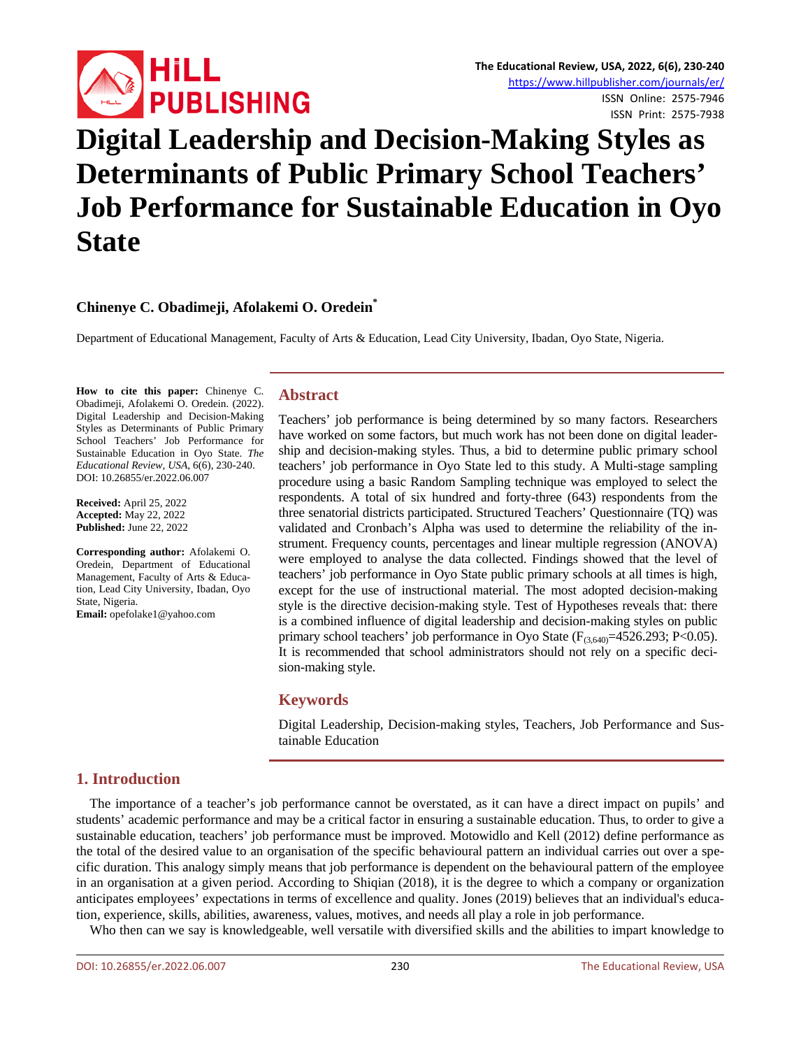# Digital Leadership and Decision-Making Styles as Determinants of Public Primary School Teachers' Job Performance for Sustainable Education in Oyo State

**Chinenye C. Obadimeji, Afolakemi O. Oredein***

Department of Educational Management, Faculty of Arts & Education, Lead City University, Ibadan, Oyo State, Nigeria.

**How to cite this paper:** Chinenye C. Obadimeji, Afolakemi O. Oredein. (2022). Digital Leadership and Decision-Making Styles as Determinants of Public Primary School Teachers' Job Performance for Sustainable Education in Oyo State. *The Educational Review, USA*, 6(6), 230-240. DOI: 10.26855/er.2022.06.007

**Received:** April 25, 2022
**Accepted:** May 22, 2022
**Published:** June 22, 2022

**Corresponding author:** Afolakemi O. Oredein, Department of Educational Management, Faculty of Arts & Education, Lead City University, Ibadan, Oyo State, Nigeria.
**Email:** opefolake1@yahoo.com

## Abstract

Teachers' job performance is being determined by so many factors. Researchers have worked on some factors, but much work has not been done on digital leadership and decision-making styles. Thus, a bid to determine public primary school teachers' job performance in Oyo State led to this study. A Multi-stage sampling procedure using a basic Random Sampling technique was employed to select the respondents. A total of six hundred and forty-three (643) respondents from the three senatorial districts participated. Structured Teachers' Questionnaire (TQ) was validated and Cronbach's Alpha was used to determine the reliability of the instrument. Frequency counts, percentages and linear multiple regression (ANOVA) were employed to analyse the data collected. Findings showed that the level of teachers' job performance in Oyo State public primary schools at all times is high, except for the use of instructional material. The most adopted decision-making style is the directive decision-making style. Test of Hypotheses reveals that: there is a combined influence of digital leadership and decision-making styles on public primary school teachers' job performance in Oyo State ($F_{(3,640)}=4526.293$; $P<0.05$). It is recommended that school administrators should not rely on a specific decision-making style.

## Keywords

Digital Leadership, Decision-making styles, Teachers, Job Performance and Sustainable Education

## 1. Introduction

The importance of a teacher's job performance cannot be overstated, as it can have a direct impact on pupils' and students' academic performance and may be a critical factor in ensuring a sustainable education. Thus, to order to give a sustainable education, teachers' job performance must be improved. Motowidlo and Kell (2012) define performance as the total of the desired value to an organisation of the specific behavioural pattern an individual carries out over a specific duration. This analogy simply means that job performance is dependent on the behavioural pattern of the employee in an organisation at a given period. According to Shiqian (2018), it is the degree to which a company or organization anticipates employees' expectations in terms of excellence and quality. Jones (2019) believes that an individual's education, experience, skills, abilities, awareness, values, motives, and needs all play a role in job performance.

Who then can we say is knowledgeable, well versatile with diversified skills and the abilities to impart knowledge to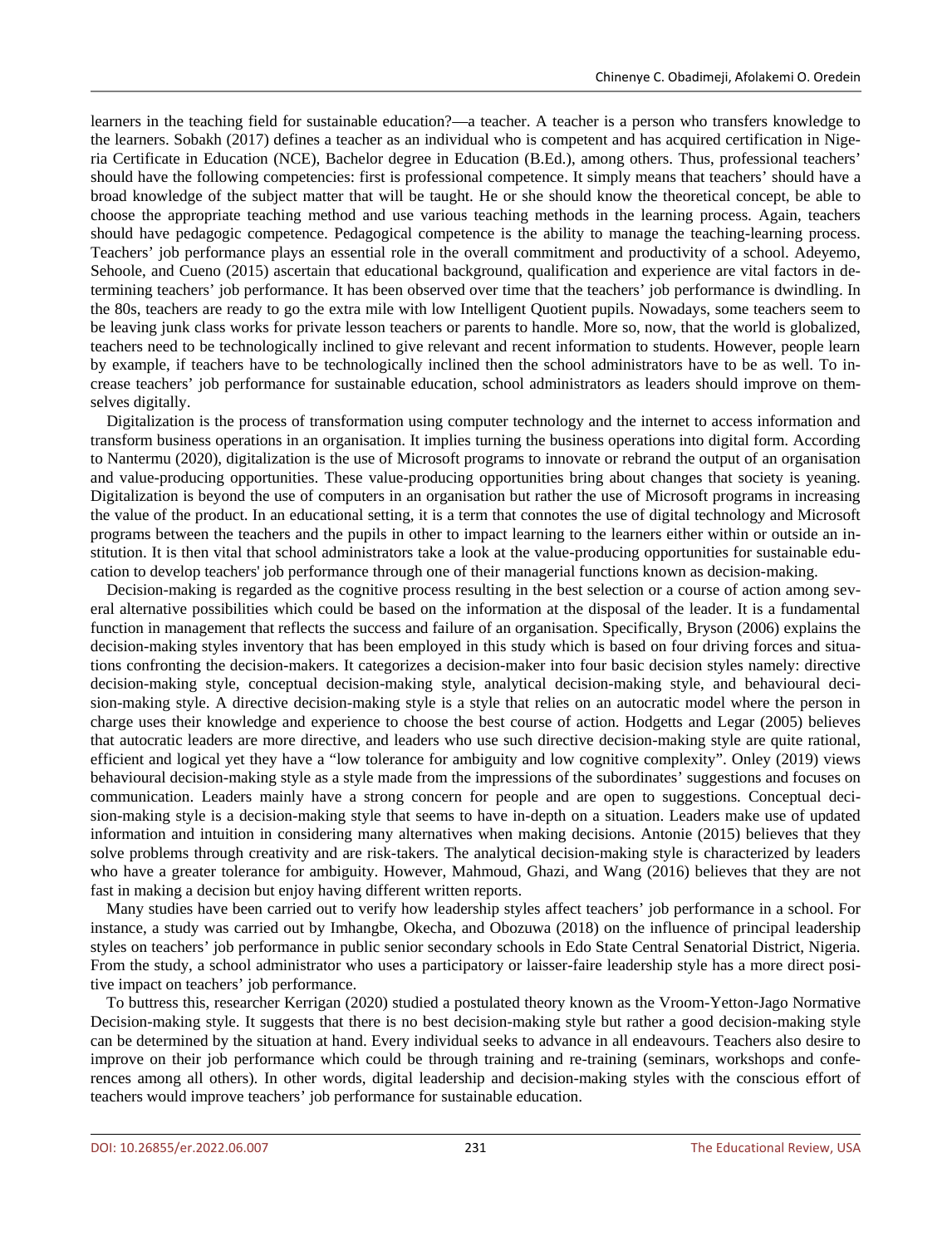learners in the teaching field for sustainable education?—a teacher. A teacher is a person who transfers knowledge to the learners. Sobakh (2017) defines a teacher as an individual who is competent and has acquired certification in Nigeria Certificate in Education (NCE), Bachelor degree in Education (B.Ed.), among others. Thus, professional teachers' should have the following competencies: first is professional competence. It simply means that teachers' should have a broad knowledge of the subject matter that will be taught. He or she should know the theoretical concept, be able to choose the appropriate teaching method and use various teaching methods in the learning process. Again, teachers should have pedagogic competence. Pedagogical competence is the ability to manage the teaching-learning process. Teachers' job performance plays an essential role in the overall commitment and productivity of a school. Adeyemo, Sehoole, and Cueno (2015) ascertain that educational background, qualification and experience are vital factors in determining teachers' job performance. It has been observed over time that the teachers' job performance is dwindling. In the 80s, teachers are ready to go the extra mile with low Intelligent Quotient pupils. Nowadays, some teachers seem to be leaving junk class works for private lesson teachers or parents to handle. More so, now, that the world is globalized, teachers need to be technologically inclined to give relevant and recent information to students. However, people learn by example, if teachers have to be technologically inclined then the school administrators have to be as well. To increase teachers' job performance for sustainable education, school administrators as leaders should improve on themselves digitally.

Digitalization is the process of transformation using computer technology and the internet to access information and transform business operations in an organisation. It implies turning the business operations into digital form. According to Nantermu (2020), digitalization is the use of Microsoft programs to innovate or rebrand the output of an organisation and value-producing opportunities. These value-producing opportunities bring about changes that society is yeaning. Digitalization is beyond the use of computers in an organisation but rather the use of Microsoft programs in increasing the value of the product. In an educational setting, it is a term that connotes the use of digital technology and Microsoft programs between the teachers and the pupils in other to impact learning to the learners either within or outside an institution. It is then vital that school administrators take a look at the value-producing opportunities for sustainable education to develop teachers' job performance through one of their managerial functions known as decision-making.

Decision-making is regarded as the cognitive process resulting in the best selection or a course of action among several alternative possibilities which could be based on the information at the disposal of the leader. It is a fundamental function in management that reflects the success and failure of an organisation. Specifically, Bryson (2006) explains the decision-making styles inventory that has been employed in this study which is based on four driving forces and situations confronting the decision-makers. It categorizes a decision-maker into four basic decision styles namely: directive decision-making style, conceptual decision-making style, analytical decision-making style, and behavioural decision-making style. A directive decision-making style is a style that relies on an autocratic model where the person in charge uses their knowledge and experience to choose the best course of action. Hodgetts and Legar (2005) believes that autocratic leaders are more directive, and leaders who use such directive decision-making style are quite rational, efficient and logical yet they have a "low tolerance for ambiguity and low cognitive complexity". Onley (2019) views behavioural decision-making style as a style made from the impressions of the subordinates' suggestions and focuses on communication. Leaders mainly have a strong concern for people and are open to suggestions. Conceptual decision-making style is a decision-making style that seems to have in-depth on a situation. Leaders make use of updated information and intuition in considering many alternatives when making decisions. Antonie (2015) believes that they solve problems through creativity and are risk-takers. The analytical decision-making style is characterized by leaders who have a greater tolerance for ambiguity. However, Mahmoud, Ghazi, and Wang (2016) believes that they are not fast in making a decision but enjoy having different written reports.

Many studies have been carried out to verify how leadership styles affect teachers' job performance in a school. For instance, a study was carried out by Imhangbe, Okecha, and Obozuwa (2018) on the influence of principal leadership styles on teachers' job performance in public senior secondary schools in Edo State Central Senatorial District, Nigeria. From the study, a school administrator who uses a participatory or laisser-faire leadership style has a more direct positive impact on teachers' job performance.

To buttress this, researcher Kerrigan (2020) studied a postulated theory known as the Vroom-Yetton-Jago Normative Decision-making style. It suggests that there is no best decision-making style but rather a good decision-making style can be determined by the situation at hand. Every individual seeks to advance in all endeavours. Teachers also desire to improve on their job performance which could be through training and re-training (seminars, workshops and conferences among all others). In other words, digital leadership and decision-making styles with the conscious effort of teachers would improve teachers' job performance for sustainable education.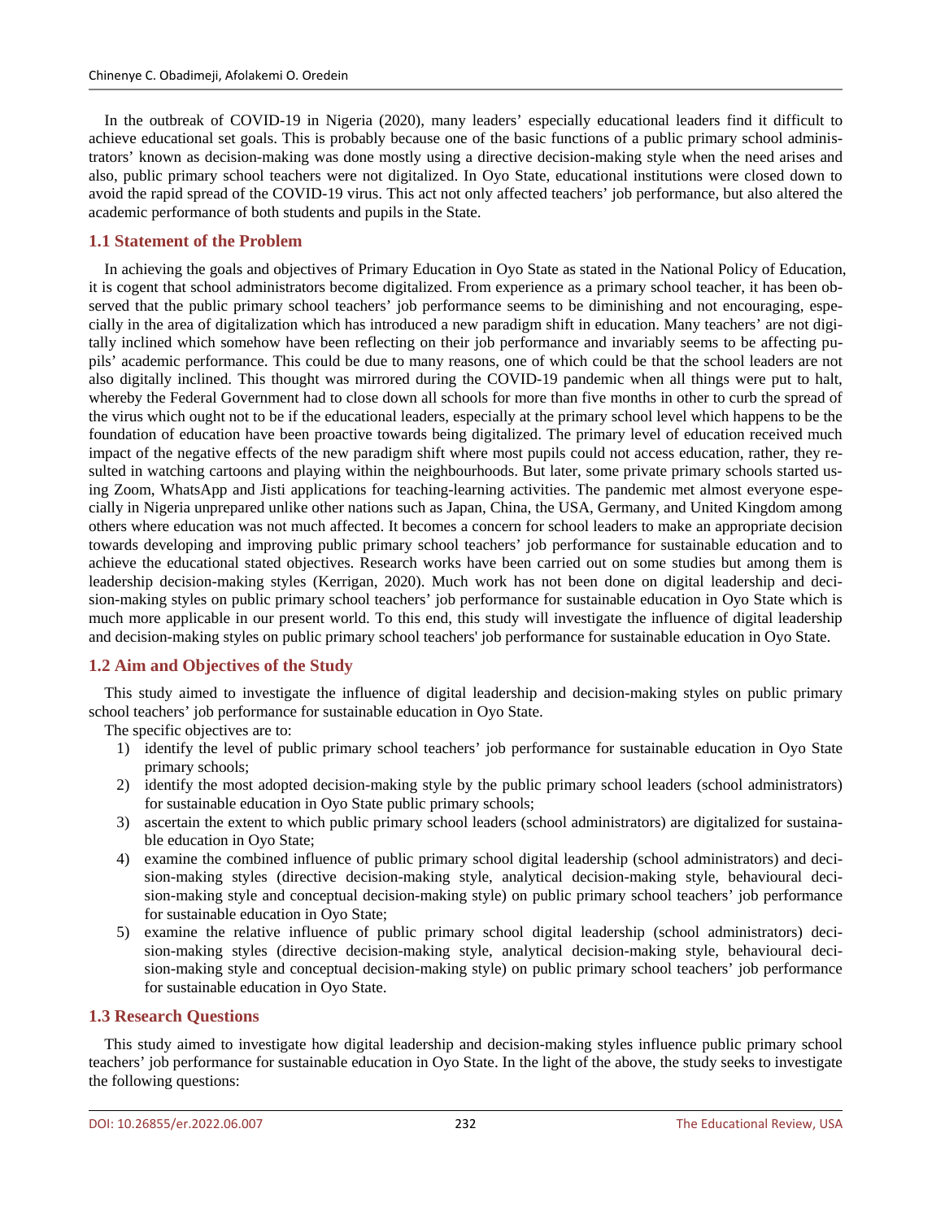In the outbreak of COVID-19 in Nigeria (2020), many leaders' especially educational leaders find it difficult to achieve educational set goals. This is probably because one of the basic functions of a public primary school administrators' known as decision-making was done mostly using a directive decision-making style when the need arises and also, public primary school teachers were not digitalized. In Oyo State, educational institutions were closed down to avoid the rapid spread of the COVID-19 virus. This act not only affected teachers' job performance, but also altered the academic performance of both students and pupils in the State.

## 1.1 Statement of the Problem

In achieving the goals and objectives of Primary Education in Oyo State as stated in the National Policy of Education, it is cogent that school administrators become digitalized. From experience as a primary school teacher, it has been observed that the public primary school teachers' job performance seems to be diminishing and not encouraging, especially in the area of digitalization which has introduced a new paradigm shift in education. Many teachers' are not digitally inclined which somehow have been reflecting on their job performance and invariably seems to be affecting pupils' academic performance. This could be due to many reasons, one of which could be that the school leaders are not also digitally inclined. This thought was mirrored during the COVID-19 pandemic when all things were put to halt, whereby the Federal Government had to close down all schools for more than five months in other to curb the spread of the virus which ought not to be if the educational leaders, especially at the primary school level which happens to be the foundation of education have been proactive towards being digitalized. The primary level of education received much impact of the negative effects of the new paradigm shift where most pupils could not access education, rather, they resulted in watching cartoons and playing within the neighbourhoods. But later, some private primary schools started using Zoom, WhatsApp and Jisti applications for teaching-learning activities. The pandemic met almost everyone especially in Nigeria unprepared unlike other nations such as Japan, China, the USA, Germany, and United Kingdom among others where education was not much affected. It becomes a concern for school leaders to make an appropriate decision towards developing and improving public primary school teachers' job performance for sustainable education and to achieve the educational stated objectives. Research works have been carried out on some studies but among them is leadership decision-making styles (Kerrigan, 2020). Much work has not been done on digital leadership and decision-making styles on public primary school teachers' job performance for sustainable education in Oyo State which is much more applicable in our present world. To this end, this study will investigate the influence of digital leadership and decision-making styles on public primary school teachers' job performance for sustainable education in Oyo State.

## 1.2 Aim and Objectives of the Study

This study aimed to investigate the influence of digital leadership and decision-making styles on public primary school teachers' job performance for sustainable education in Oyo State.

The specific objectives are to:

1) identify the level of public primary school teachers' job performance for sustainable education in Oyo State primary schools;
2) identify the most adopted decision-making style by the public primary school leaders (school administrators) for sustainable education in Oyo State public primary schools;
3) ascertain the extent to which public primary school leaders (school administrators) are digitalized for sustainable education in Oyo State;
4) examine the combined influence of public primary school digital leadership (school administrators) and decision-making styles (directive decision-making style, analytical decision-making style, behavioural decision-making style and conceptual decision-making style) on public primary school teachers' job performance for sustainable education in Oyo State;
5) examine the relative influence of public primary school digital leadership (school administrators) decision-making styles (directive decision-making style, analytical decision-making style, behavioural decision-making style and conceptual decision-making style) on public primary school teachers' job performance for sustainable education in Oyo State.

## 1.3 Research Questions

This study aimed to investigate how digital leadership and decision-making styles influence public primary school teachers' job performance for sustainable education in Oyo State. In the light of the above, the study seeks to investigate the following questions: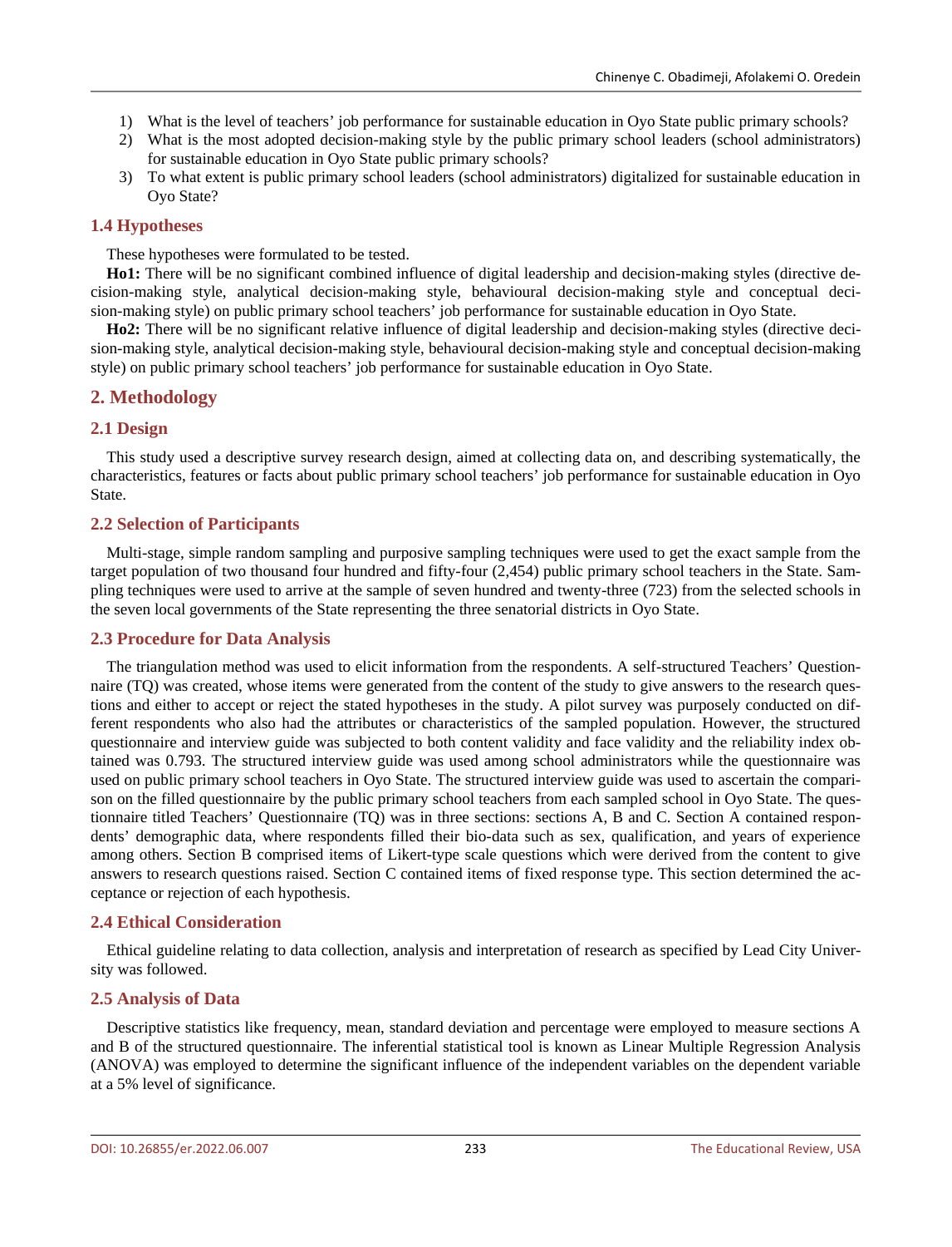1) What is the level of teachers' job performance for sustainable education in Oyo State public primary schools?
2) What is the most adopted decision-making style by the public primary school leaders (school administrators) for sustainable education in Oyo State public primary schools?
3) To what extent is public primary school leaders (school administrators) digitalized for sustainable education in Oyo State?

## 1.4 Hypotheses

These hypotheses were formulated to be tested.

**Ho1:** There will be no significant combined influence of digital leadership and decision-making styles (directive decision-making style, analytical decision-making style, behavioural decision-making style and conceptual decision-making style) on public primary school teachers' job performance for sustainable education in Oyo State.

**Ho2:** There will be no significant relative influence of digital leadership and decision-making styles (directive decision-making style, analytical decision-making style, behavioural decision-making style and conceptual decision-making style) on public primary school teachers' job performance for sustainable education in Oyo State.

# 2. Methodology

## 2.1 Design

This study used a descriptive survey research design, aimed at collecting data on, and describing systematically, the characteristics, features or facts about public primary school teachers' job performance for sustainable education in Oyo State.

## 2.2 Selection of Participants

Multi-stage, simple random sampling and purposive sampling techniques were used to get the exact sample from the target population of two thousand four hundred and fifty-four (2,454) public primary school teachers in the State. Sampling techniques were used to arrive at the sample of seven hundred and twenty-three (723) from the selected schools in the seven local governments of the State representing the three senatorial districts in Oyo State.

## 2.3 Procedure for Data Analysis

The triangulation method was used to elicit information from the respondents. A self-structured Teachers' Questionnaire (TQ) was created, whose items were generated from the content of the study to give answers to the research questions and either to accept or reject the stated hypotheses in the study. A pilot survey was purposely conducted on different respondents who also had the attributes or characteristics of the sampled population. However, the structured questionnaire and interview guide was subjected to both content validity and face validity and the reliability index obtained was 0.793. The structured interview guide was used among school administrators while the questionnaire was used on public primary school teachers in Oyo State. The structured interview guide was used to ascertain the comparison on the filled questionnaire by the public primary school teachers from each sampled school in Oyo State. The questionnaire titled Teachers' Questionnaire (TQ) was in three sections: sections A, B and C. Section A contained respondents' demographic data, where respondents filled their bio-data such as sex, qualification, and years of experience among others. Section B comprised items of Likert-type scale questions which were derived from the content to give answers to research questions raised. Section C contained items of fixed response type. This section determined the acceptance or rejection of each hypothesis.

## 2.4 Ethical Consideration

Ethical guideline relating to data collection, analysis and interpretation of research as specified by Lead City University was followed.

## 2.5 Analysis of Data

Descriptive statistics like frequency, mean, standard deviation and percentage were employed to measure sections A and B of the structured questionnaire. The inferential statistical tool is known as Linear Multiple Regression Analysis (ANOVA) was employed to determine the significant influence of the independent variables on the dependent variable at a 5% level of significance.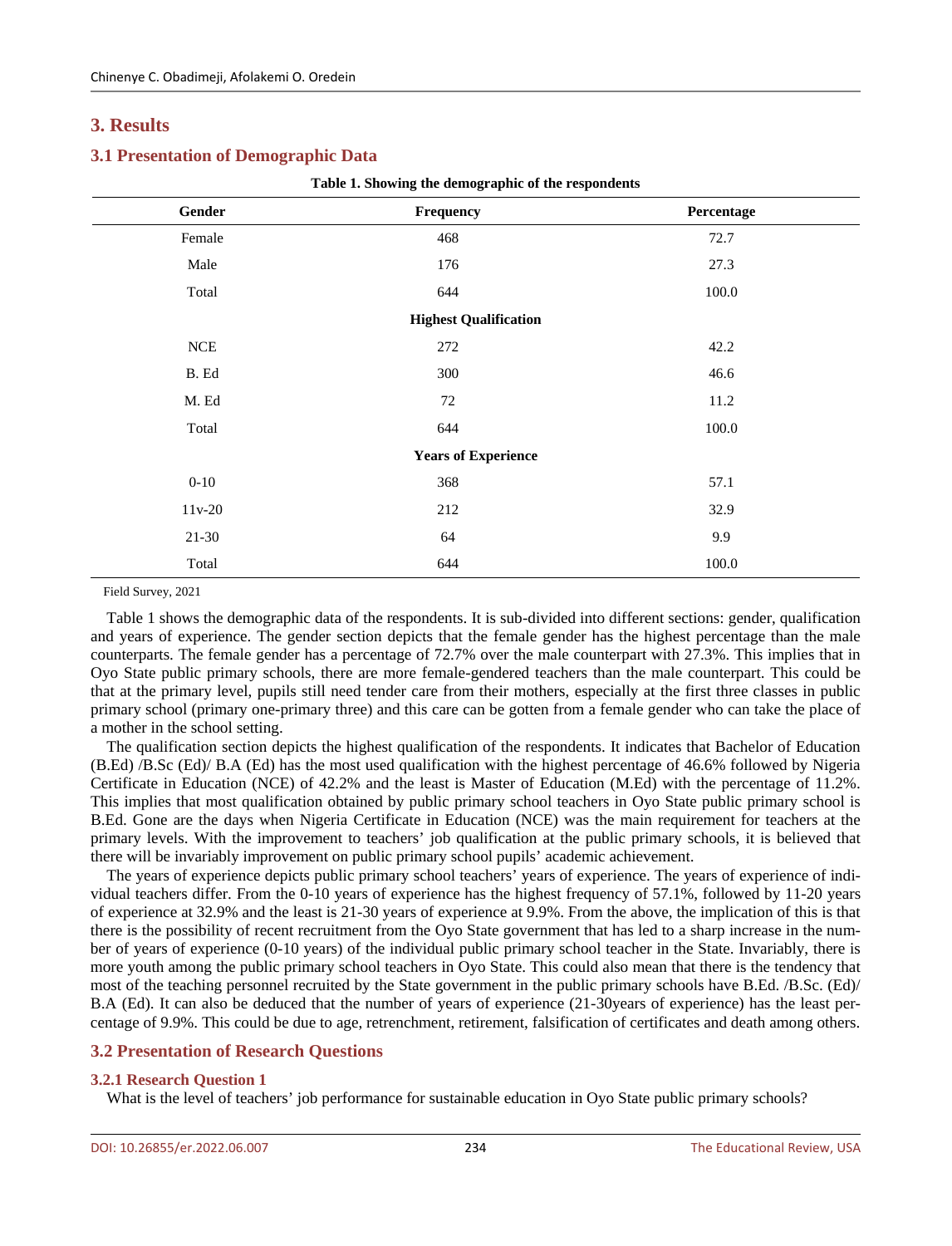## 3. Results

### 3.1 Presentation of Demographic Data

**Table 1. Showing the demographic of the respondents**

| Gender | Frequency | Percentage |
|---|---|---|
| Female | 468 | 72.7 |
| Male | 176 | 27.3 |
| Total | 644 | 100.0 |
| | **Highest Qualification** | |
| NCE | 272 | 42.2 |
| B. Ed | 300 | 46.6 |
| M. Ed | 72 | 11.2 |
| Total | 644 | 100.0 |
| | **Years of Experience** | |
| 0-10 | 368 | 57.1 |
| 11v-20 | 212 | 32.9 |
| 21-30 | 64 | 9.9 |
| Total | 644 | 100.0 |

Field Survey, 2021

Table 1 shows the demographic data of the respondents. It is sub-divided into different sections: gender, qualification and years of experience. The gender section depicts that the female gender has the highest percentage than the male counterparts. The female gender has a percentage of 72.7% over the male counterpart with 27.3%. This implies that in Oyo State public primary schools, there are more female-gendered teachers than the male counterpart. This could be that at the primary level, pupils still need tender care from their mothers, especially at the first three classes in public primary school (primary one-primary three) and this care can be gotten from a female gender who can take the place of a mother in the school setting.

The qualification section depicts the highest qualification of the respondents. It indicates that Bachelor of Education (B.Ed) /B.Sc (Ed)/ B.A (Ed) has the most used qualification with the highest percentage of 46.6% followed by Nigeria Certificate in Education (NCE) of 42.2% and the least is Master of Education (M.Ed) with the percentage of 11.2%. This implies that most qualification obtained by public primary school teachers in Oyo State public primary school is B.Ed. Gone are the days when Nigeria Certificate in Education (NCE) was the main requirement for teachers at the primary levels. With the improvement to teachers' job qualification at the public primary schools, it is believed that there will be invariably improvement on public primary school pupils' academic achievement.

The years of experience depicts public primary school teachers' years of experience. The years of experience of individual teachers differ. From the 0-10 years of experience has the highest frequency of 57.1%, followed by 11-20 years of experience at 32.9% and the least is 21-30 years of experience at 9.9%. From the above, the implication of this is that there is the possibility of recent recruitment from the Oyo State government that has led to a sharp increase in the number of years of experience (0-10 years) of the individual public primary school teacher in the State. Invariably, there is more youth among the public primary school teachers in Oyo State. This could also mean that there is the tendency that most of the teaching personnel recruited by the State government in the public primary schools have B.Ed. /B.Sc. (Ed)/ B.A (Ed). It can also be deduced that the number of years of experience (21-30years of experience) has the least percentage of 9.9%. This could be due to age, retrenchment, retirement, falsification of certificates and death among others.

### 3.2 Presentation of Research Questions

#### 3.2.1 Research Question 1

What is the level of teachers' job performance for sustainable education in Oyo State public primary schools?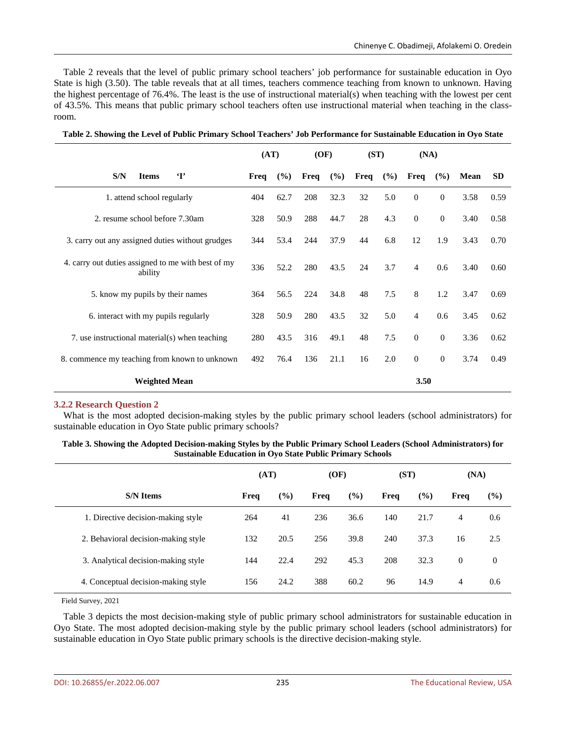Table 2 reveals that the level of public primary school teachers' job performance for sustainable education in Oyo State is high (3.50). The table reveals that at all times, teachers commence teaching from known to unknown. Having the highest percentage of 76.4%. The least is the use of instructional material(s) when teaching with the lowest per cent of 43.5%. This means that public primary school teachers often use instructional material when teaching in the classroom.

**Table 2. Showing the Level of Public Primary School Teachers' Job Performance for Sustainable Education in Oyo State**

| | (AT) | | (OF) | | (ST) | | (NA) | | | |
|---|---|---|---|---|---|---|---|---|---|---|
| **S/N Items 'I'** | **Freq** | **(%)** | **Freq** | **(%)** | **Freq** | **(%)** | **Freq** | **(%)** | **Mean** | **SD** |
| 1. attend school regularly | 404 | 62.7 | 208 | 32.3 | 32 | 5.0 | 0 | 0 | 3.58 | 0.59 |
| 2. resume school before 7.30am | 328 | 50.9 | 288 | 44.7 | 28 | 4.3 | 0 | 0 | 3.40 | 0.58 |
| 3. carry out any assigned duties without grudges | 344 | 53.4 | 244 | 37.9 | 44 | 6.8 | 12 | 1.9 | 3.43 | 0.70 |
| 4. carry out duties assigned to me with best of my ability | 336 | 52.2 | 280 | 43.5 | 24 | 3.7 | 4 | 0.6 | 3.40 | 0.60 |
| 5. know my pupils by their names | 364 | 56.5 | 224 | 34.8 | 48 | 7.5 | 8 | 1.2 | 3.47 | 0.69 |
| 6. interact with my pupils regularly | 328 | 50.9 | 280 | 43.5 | 32 | 5.0 | 4 | 0.6 | 3.45 | 0.62 |
| 7. use instructional material(s) when teaching | 280 | 43.5 | 316 | 49.1 | 48 | 7.5 | 0 | 0 | 3.36 | 0.62 |
| 8. commence my teaching from known to unknown | 492 | 76.4 | 136 | 21.1 | 16 | 2.0 | 0 | 0 | 3.74 | 0.49 |
| **Weighted Mean** | | | | | | | **3.50** | | | |

### 3.2.2 Research Question 2

What is the most adopted decision-making styles by the public primary school leaders (school administrators) for sustainable education in Oyo State public primary schools?

**Table 3. Showing the Adopted Decision-making Styles by the Public Primary School Leaders (School Administrators) for Sustainable Education in Oyo State Public Primary Schools**

| | (AT) | | (OF) | | (ST) | | (NA) | |
|---|---|---|---|---|---|---|---|---|
| **S/N Items** | **Freq** | **(%)** | **Freq** | **(%)** | **Freq** | **(%)** | **Freq** | **(%)** |
| 1. Directive decision-making style | 264 | 41 | 236 | 36.6 | 140 | 21.7 | 4 | 0.6 |
| 2. Behavioral decision-making style | 132 | 20.5 | 256 | 39.8 | 240 | 37.3 | 16 | 2.5 |
| 3. Analytical decision-making style | 144 | 22.4 | 292 | 45.3 | 208 | 32.3 | 0 | 0 |
| 4. Conceptual decision-making style | 156 | 24.2 | 388 | 60.2 | 96 | 14.9 | 4 | 0.6 |

Field Survey, 2021

Table 3 depicts the most decision-making style of public primary school administrators for sustainable education in Oyo State. The most adopted decision-making style by the public primary school leaders (school administrators) for sustainable education in Oyo State public primary schools is the directive decision-making style.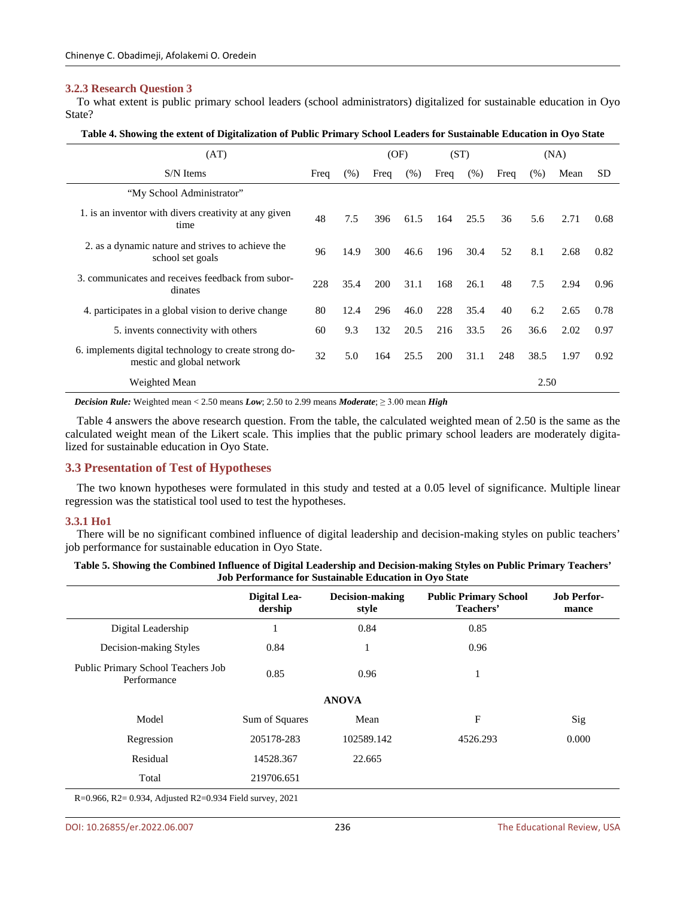### 3.2.3 Research Question 3

To what extent is public primary school leaders (school administrators) digitalized for sustainable education in Oyo State?

**Table 4. Showing the extent of Digitalization of Public Primary School Leaders for Sustainable Education in Oyo State**

| | (AT) | | (OF) | | (ST) | | (NA) | | | |
|---|---|---|---|---|---|---|---|---|---|---|
| S/N Items | Freq | (%) | Freq | (%) | Freq | (%) | Freq | (%) | Mean | SD |
| "My School Administrator" | | | | | | | | | | |
| 1. is an inventor with divers creativity at any given time | 48 | 7.5 | 396 | 61.5 | 164 | 25.5 | 36 | 5.6 | 2.71 | 0.68 |
| 2. as a dynamic nature and strives to achieve the school set goals | 96 | 14.9 | 300 | 46.6 | 196 | 30.4 | 52 | 8.1 | 2.68 | 0.82 |
| 3. communicates and receives feedback from subordinates | 228 | 35.4 | 200 | 31.1 | 168 | 26.1 | 48 | 7.5 | 2.94 | 0.96 |
| 4. participates in a global vision to derive change | 80 | 12.4 | 296 | 46.0 | 228 | 35.4 | 40 | 6.2 | 2.65 | 0.78 |
| 5. invents connectivity with others | 60 | 9.3 | 132 | 20.5 | 216 | 33.5 | 26 | 36.6 | 2.02 | 0.97 |
| 6. implements digital technology to create strong domestic and global network | 32 | 5.0 | 164 | 25.5 | 200 | 31.1 | 248 | 38.5 | 1.97 | 0.92 |
| Weighted Mean | | | | | | | | 2.50 | | |

***Decision Rule:*** Weighted mean < 2.50 means ***Low***; 2.50 to 2.99 means ***Moderate***; ≥ 3.00 mean ***High***

Table 4 answers the above research question. From the table, the calculated weighted mean of 2.50 is the same as the calculated weight mean of the Likert scale. This implies that the public primary school leaders are moderately digitalized for sustainable education in Oyo State.

## 3.3 Presentation of Test of Hypotheses

The two known hypotheses were formulated in this study and tested at a 0.05 level of significance. Multiple linear regression was the statistical tool used to test the hypotheses.

### 3.3.1 Ho1

There will be no significant combined influence of digital leadership and decision-making styles on public teachers' job performance for sustainable education in Oyo State.

**Table 5. Showing the Combined Influence of Digital Leadership and Decision-making Styles on Public Primary Teachers' Job Performance for Sustainable Education in Oyo State**

| | Digital Leadership | Decision-making style | Public Primary School Teachers' | Job Performance |
|---|---|---|---|---|
| Digital Leadership | 1 | 0.84 | 0.85 | |
| Decision-making Styles | 0.84 | 1 | 0.96 | |
| Public Primary School Teachers Job Performance | 0.85 | 0.96 | 1 | |
| | | **ANOVA** | | |
| Model | Sum of Squares | Mean | F | Sig |
| Regression | 205178-283 | 102589.142 | 4526.293 | 0.000 |
| Residual | 14528.367 | 22.665 | | |
| Total | 219706.651 | | | |

R=0.966, R2= 0.934, Adjusted R2=0.934 Field survey, 2021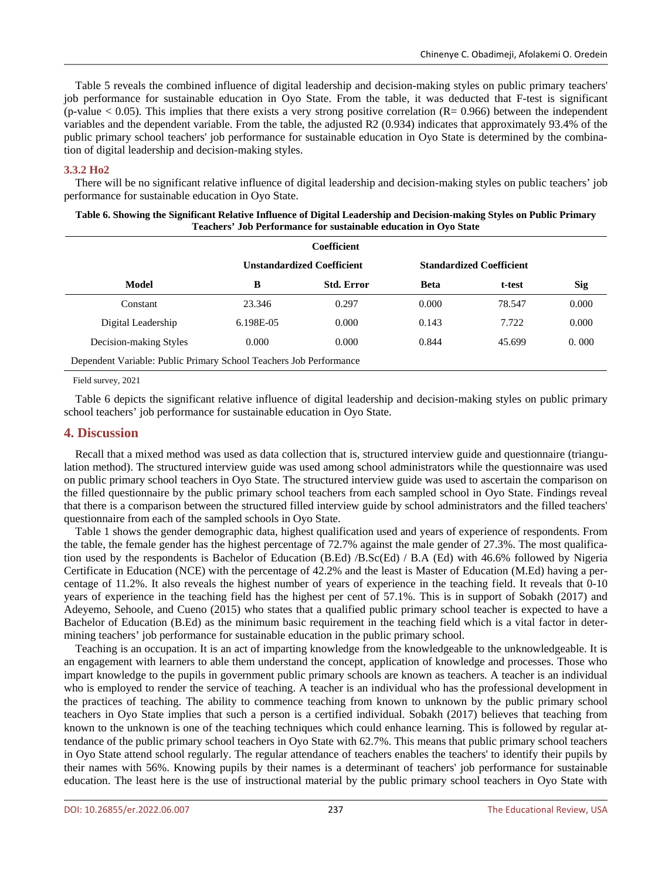Table 5 reveals the combined influence of digital leadership and decision-making styles on public primary teachers' job performance for sustainable education in Oyo State. From the table, it was deducted that F-test is significant (p-value < 0.05). This implies that there exists a very strong positive correlation (R= 0.966) between the independent variables and the dependent variable. From the table, the adjusted R2 (0.934) indicates that approximately 93.4% of the public primary school teachers' job performance for sustainable education in Oyo State is determined by the combination of digital leadership and decision-making styles.

### 3.3.2 Ho2

There will be no significant relative influence of digital leadership and decision-making styles on public teachers' job performance for sustainable education in Oyo State.

**Table 6. Showing the Significant Relative Influence of Digital Leadership and Decision-making Styles on Public Primary Teachers' Job Performance for sustainable education in Oyo State**

| Coefficient | | | | | |
|---|---|---|---|---|---|
| | Unstandardized Coefficient | | Standardized Coefficient | | |
| Model | B | Std. Error | Beta | t-test | Sig |
| Constant | 23.346 | 0.297 | 0.000 | 78.547 | 0.000 |
| Digital Leadership | 6.198E-05 | 0.000 | 0.143 | 7.722 | 0.000 |
| Decision-making Styles | 0.000 | 0.000 | 0.844 | 45.699 | 0. 000 |
| Dependent Variable: Public Primary School Teachers Job Performance | | | | | |

Field survey, 2021

Table 6 depicts the significant relative influence of digital leadership and decision-making styles on public primary school teachers' job performance for sustainable education in Oyo State.

## 4. Discussion

Recall that a mixed method was used as data collection that is, structured interview guide and questionnaire (triangulation method). The structured interview guide was used among school administrators while the questionnaire was used on public primary school teachers in Oyo State. The structured interview guide was used to ascertain the comparison on the filled questionnaire by the public primary school teachers from each sampled school in Oyo State. Findings reveal that there is a comparison between the structured filled interview guide by school administrators and the filled teachers' questionnaire from each of the sampled schools in Oyo State.

Table 1 shows the gender demographic data, highest qualification used and years of experience of respondents. From the table, the female gender has the highest percentage of 72.7% against the male gender of 27.3%. The most qualification used by the respondents is Bachelor of Education (B.Ed) /B.Sc(Ed) / B.A (Ed) with 46.6% followed by Nigeria Certificate in Education (NCE) with the percentage of 42.2% and the least is Master of Education (M.Ed) having a percentage of 11.2%. It also reveals the highest number of years of experience in the teaching field. It reveals that 0-10 years of experience in the teaching field has the highest per cent of 57.1%. This is in support of Sobakh (2017) and Adeyemo, Sehoole, and Cueno (2015) who states that a qualified public primary school teacher is expected to have a Bachelor of Education (B.Ed) as the minimum basic requirement in the teaching field which is a vital factor in determining teachers' job performance for sustainable education in the public primary school.

Teaching is an occupation. It is an act of imparting knowledge from the knowledgeable to the unknowledgeable. It is an engagement with learners to able them understand the concept, application of knowledge and processes. Those who impart knowledge to the pupils in government public primary schools are known as teachers. A teacher is an individual who is employed to render the service of teaching. A teacher is an individual who has the professional development in the practices of teaching. The ability to commence teaching from known to unknown by the public primary school teachers in Oyo State implies that such a person is a certified individual. Sobakh (2017) believes that teaching from known to the unknown is one of the teaching techniques which could enhance learning. This is followed by regular attendance of the public primary school teachers in Oyo State with 62.7%. This means that public primary school teachers in Oyo State attend school regularly. The regular attendance of teachers enables the teachers' to identify their pupils by their names with 56%. Knowing pupils by their names is a determinant of teachers' job performance for sustainable education. The least here is the use of instructional material by the public primary school teachers in Oyo State with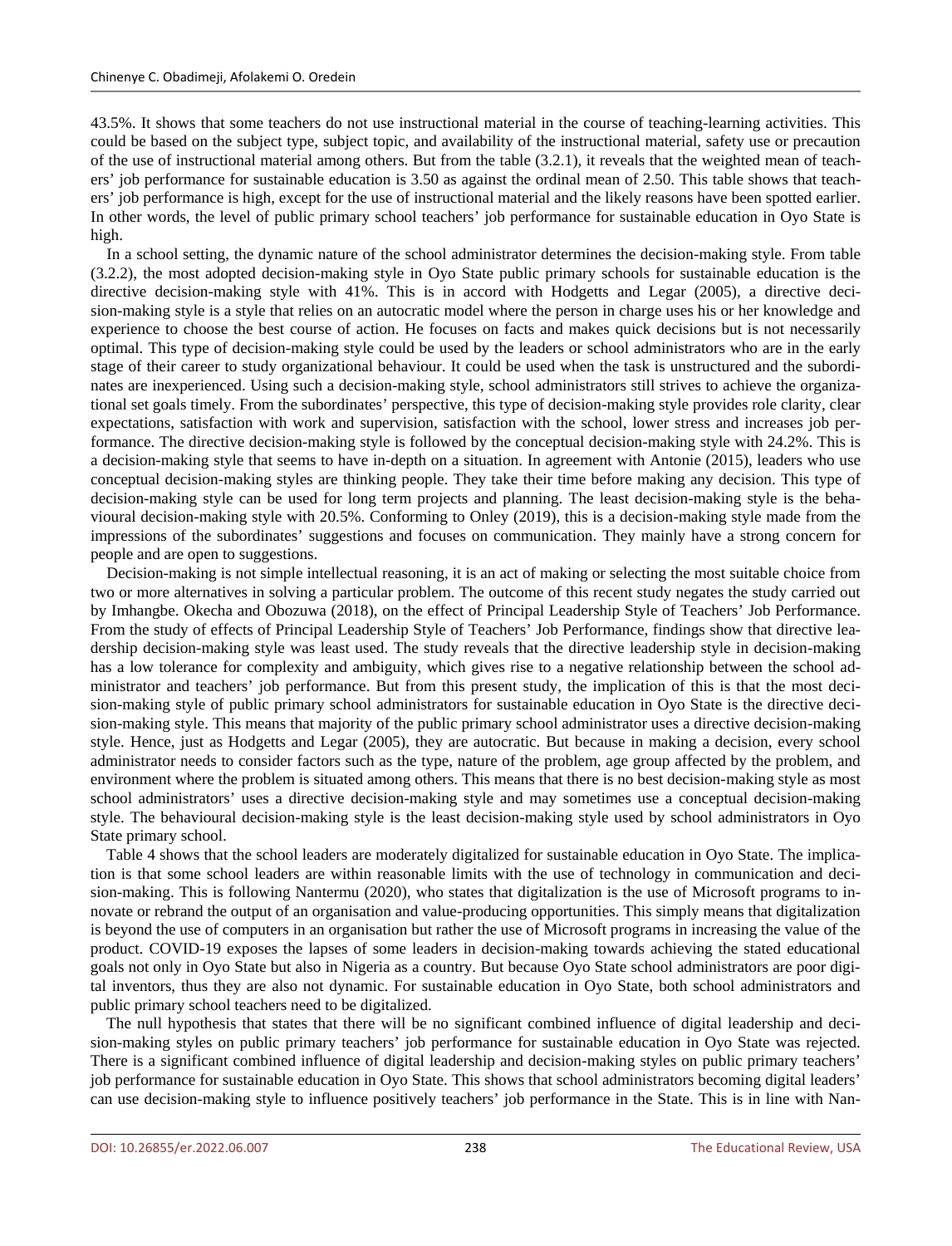43.5%. It shows that some teachers do not use instructional material in the course of teaching-learning activities. This could be based on the subject type, subject topic, and availability of the instructional material, safety use or precaution of the use of instructional material among others. But from the table (3.2.1), it reveals that the weighted mean of teachers' job performance for sustainable education is 3.50 as against the ordinal mean of 2.50. This table shows that teachers' job performance is high, except for the use of instructional material and the likely reasons have been spotted earlier. In other words, the level of public primary school teachers' job performance for sustainable education in Oyo State is high.

In a school setting, the dynamic nature of the school administrator determines the decision-making style. From table (3.2.2), the most adopted decision-making style in Oyo State public primary schools for sustainable education is the directive decision-making style with 41%. This is in accord with Hodgetts and Legar (2005), a directive decision-making style is a style that relies on an autocratic model where the person in charge uses his or her knowledge and experience to choose the best course of action. He focuses on facts and makes quick decisions but is not necessarily optimal. This type of decision-making style could be used by the leaders or school administrators who are in the early stage of their career to study organizational behaviour. It could be used when the task is unstructured and the subordinates are inexperienced. Using such a decision-making style, school administrators still strives to achieve the organizational set goals timely. From the subordinates' perspective, this type of decision-making style provides role clarity, clear expectations, satisfaction with work and supervision, satisfaction with the school, lower stress and increases job performance. The directive decision-making style is followed by the conceptual decision-making style with 24.2%. This is a decision-making style that seems to have in-depth on a situation. In agreement with Antonie (2015), leaders who use conceptual decision-making styles are thinking people. They take their time before making any decision. This type of decision-making style can be used for long term projects and planning. The least decision-making style is the behavioural decision-making style with 20.5%. Conforming to Onley (2019), this is a decision-making style made from the impressions of the subordinates' suggestions and focuses on communication. They mainly have a strong concern for people and are open to suggestions.

Decision-making is not simple intellectual reasoning, it is an act of making or selecting the most suitable choice from two or more alternatives in solving a particular problem. The outcome of this recent study negates the study carried out by Imhangbe. Okecha and Obozuwa (2018), on the effect of Principal Leadership Style of Teachers' Job Performance. From the study of effects of Principal Leadership Style of Teachers' Job Performance, findings show that directive leadership decision-making style was least used. The study reveals that the directive leadership style in decision-making has a low tolerance for complexity and ambiguity, which gives rise to a negative relationship between the school administrator and teachers' job performance. But from this present study, the implication of this is that the most decision-making style of public primary school administrators for sustainable education in Oyo State is the directive decision-making style. This means that majority of the public primary school administrator uses a directive decision-making style. Hence, just as Hodgetts and Legar (2005), they are autocratic. But because in making a decision, every school administrator needs to consider factors such as the type, nature of the problem, age group affected by the problem, and environment where the problem is situated among others. This means that there is no best decision-making style as most school administrators' uses a directive decision-making style and may sometimes use a conceptual decision-making style. The behavioural decision-making style is the least decision-making style used by school administrators in Oyo State primary school.

Table 4 shows that the school leaders are moderately digitalized for sustainable education in Oyo State. The implication is that some school leaders are within reasonable limits with the use of technology in communication and decision-making. This is following Nantermu (2020), who states that digitalization is the use of Microsoft programs to innovate or rebrand the output of an organisation and value-producing opportunities. This simply means that digitalization is beyond the use of computers in an organisation but rather the use of Microsoft programs in increasing the value of the product. COVID-19 exposes the lapses of some leaders in decision-making towards achieving the stated educational goals not only in Oyo State but also in Nigeria as a country. But because Oyo State school administrators are poor digital inventors, thus they are also not dynamic. For sustainable education in Oyo State, both school administrators and public primary school teachers need to be digitalized.

The null hypothesis that states that there will be no significant combined influence of digital leadership and decision-making styles on public primary teachers' job performance for sustainable education in Oyo State was rejected. There is a significant combined influence of digital leadership and decision-making styles on public primary teachers' job performance for sustainable education in Oyo State. This shows that school administrators becoming digital leaders' can use decision-making style to influence positively teachers' job performance in the State. This is in line with Nan-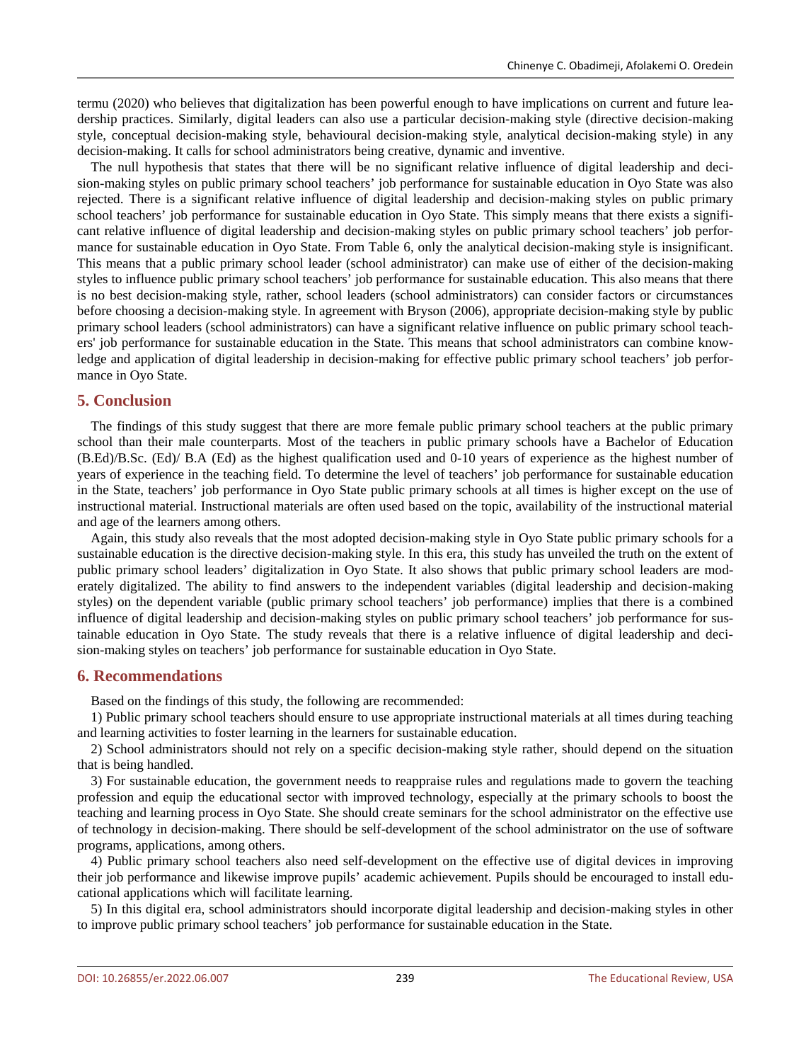termu (2020) who believes that digitalization has been powerful enough to have implications on current and future leadership practices. Similarly, digital leaders can also use a particular decision-making style (directive decision-making style, conceptual decision-making style, behavioural decision-making style, analytical decision-making style) in any decision-making. It calls for school administrators being creative, dynamic and inventive.

The null hypothesis that states that there will be no significant relative influence of digital leadership and decision-making styles on public primary school teachers' job performance for sustainable education in Oyo State was also rejected. There is a significant relative influence of digital leadership and decision-making styles on public primary school teachers' job performance for sustainable education in Oyo State. This simply means that there exists a significant relative influence of digital leadership and decision-making styles on public primary school teachers' job performance for sustainable education in Oyo State. From Table 6, only the analytical decision-making style is insignificant. This means that a public primary school leader (school administrator) can make use of either of the decision-making styles to influence public primary school teachers' job performance for sustainable education. This also means that there is no best decision-making style, rather, school leaders (school administrators) can consider factors or circumstances before choosing a decision-making style. In agreement with Bryson (2006), appropriate decision-making style by public primary school leaders (school administrators) can have a significant relative influence on public primary school teachers' job performance for sustainable education in the State. This means that school administrators can combine knowledge and application of digital leadership in decision-making for effective public primary school teachers' job performance in Oyo State.

## 5. Conclusion

The findings of this study suggest that there are more female public primary school teachers at the public primary school than their male counterparts. Most of the teachers in public primary schools have a Bachelor of Education (B.Ed)/B.Sc. (Ed)/ B.A (Ed) as the highest qualification used and 0-10 years of experience as the highest number of years of experience in the teaching field. To determine the level of teachers' job performance for sustainable education in the State, teachers' job performance in Oyo State public primary schools at all times is higher except on the use of instructional material. Instructional materials are often used based on the topic, availability of the instructional material and age of the learners among others.

Again, this study also reveals that the most adopted decision-making style in Oyo State public primary schools for a sustainable education is the directive decision-making style. In this era, this study has unveiled the truth on the extent of public primary school leaders' digitalization in Oyo State. It also shows that public primary school leaders are moderately digitalized. The ability to find answers to the independent variables (digital leadership and decision-making styles) on the dependent variable (public primary school teachers' job performance) implies that there is a combined influence of digital leadership and decision-making styles on public primary school teachers' job performance for sustainable education in Oyo State. The study reveals that there is a relative influence of digital leadership and decision-making styles on teachers' job performance for sustainable education in Oyo State.

## 6. Recommendations

Based on the findings of this study, the following are recommended:

1) Public primary school teachers should ensure to use appropriate instructional materials at all times during teaching and learning activities to foster learning in the learners for sustainable education.

2) School administrators should not rely on a specific decision-making style rather, should depend on the situation that is being handled.

3) For sustainable education, the government needs to reappraise rules and regulations made to govern the teaching profession and equip the educational sector with improved technology, especially at the primary schools to boost the teaching and learning process in Oyo State. She should create seminars for the school administrator on the effective use of technology in decision-making. There should be self-development of the school administrator on the use of software programs, applications, among others.

4) Public primary school teachers also need self-development on the effective use of digital devices in improving their job performance and likewise improve pupils' academic achievement. Pupils should be encouraged to install educational applications which will facilitate learning.

5) In this digital era, school administrators should incorporate digital leadership and decision-making styles in other to improve public primary school teachers' job performance for sustainable education in the State.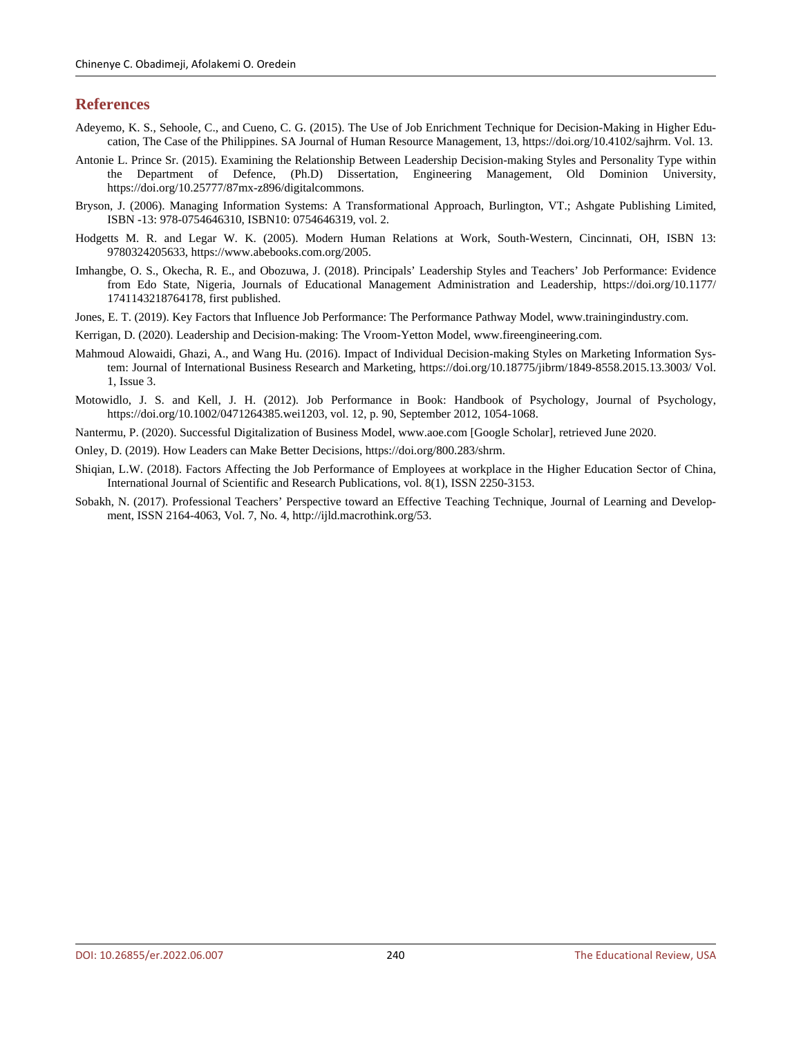## References

Adeyemo, K. S., Sehoole, C., and Cueno, C. G. (2015). The Use of Job Enrichment Technique for Decision-Making in Higher Education, The Case of the Philippines. SA Journal of Human Resource Management, 13, https://doi.org/10.4102/sajhrm. Vol. 13.

Antonie L. Prince Sr. (2015). Examining the Relationship Between Leadership Decision-making Styles and Personality Type within the Department of Defence, (Ph.D) Dissertation, Engineering Management, Old Dominion University, https://doi.org/10.25777/87mx-z896/digitalcommons.

Bryson, J. (2006). Managing Information Systems: A Transformational Approach, Burlington, VT.; Ashgate Publishing Limited, ISBN -13: 978-0754646310, ISBN10: 0754646319, vol. 2.

Hodgetts M. R. and Legar W. K. (2005). Modern Human Relations at Work, South-Western, Cincinnati, OH, ISBN 13: 9780324205633, https://www.abebooks.com.org/2005.

Imhangbe, O. S., Okecha, R. E., and Obozuwa, J. (2018). Principals' Leadership Styles and Teachers' Job Performance: Evidence from Edo State, Nigeria, Journals of Educational Management Administration and Leadership, https://doi.org/10.1177/1741143218764178, first published.

Jones, E. T. (2019). Key Factors that Influence Job Performance: The Performance Pathway Model, www.trainingindustry.com.

Kerrigan, D. (2020). Leadership and Decision-making: The Vroom-Yetton Model, www.fireengineering.com.

Mahmoud Alowaidi, Ghazi, A., and Wang Hu. (2016). Impact of Individual Decision-making Styles on Marketing Information System: Journal of International Business Research and Marketing, https://doi.org/10.18775/jibrm/1849-8558.2015.13.3003/ Vol. 1, Issue 3.

Motowidlo, J. S. and Kell, J. H. (2012). Job Performance in Book: Handbook of Psychology, Journal of Psychology, https://doi.org/10.1002/0471264385.wei1203, vol. 12, p. 90, September 2012, 1054-1068.

Nantermu, P. (2020). Successful Digitalization of Business Model, www.aoe.com [Google Scholar], retrieved June 2020.

Onley, D. (2019). How Leaders can Make Better Decisions, https://doi.org/800.283/shrm.

Shiqian, L.W. (2018). Factors Affecting the Job Performance of Employees at workplace in the Higher Education Sector of China, International Journal of Scientific and Research Publications, vol. 8(1), ISSN 2250-3153.

Sobakh, N. (2017). Professional Teachers' Perspective toward an Effective Teaching Technique, Journal of Learning and Development, ISSN 2164-4063, Vol. 7, No. 4, http://ijld.macrothink.org/53.